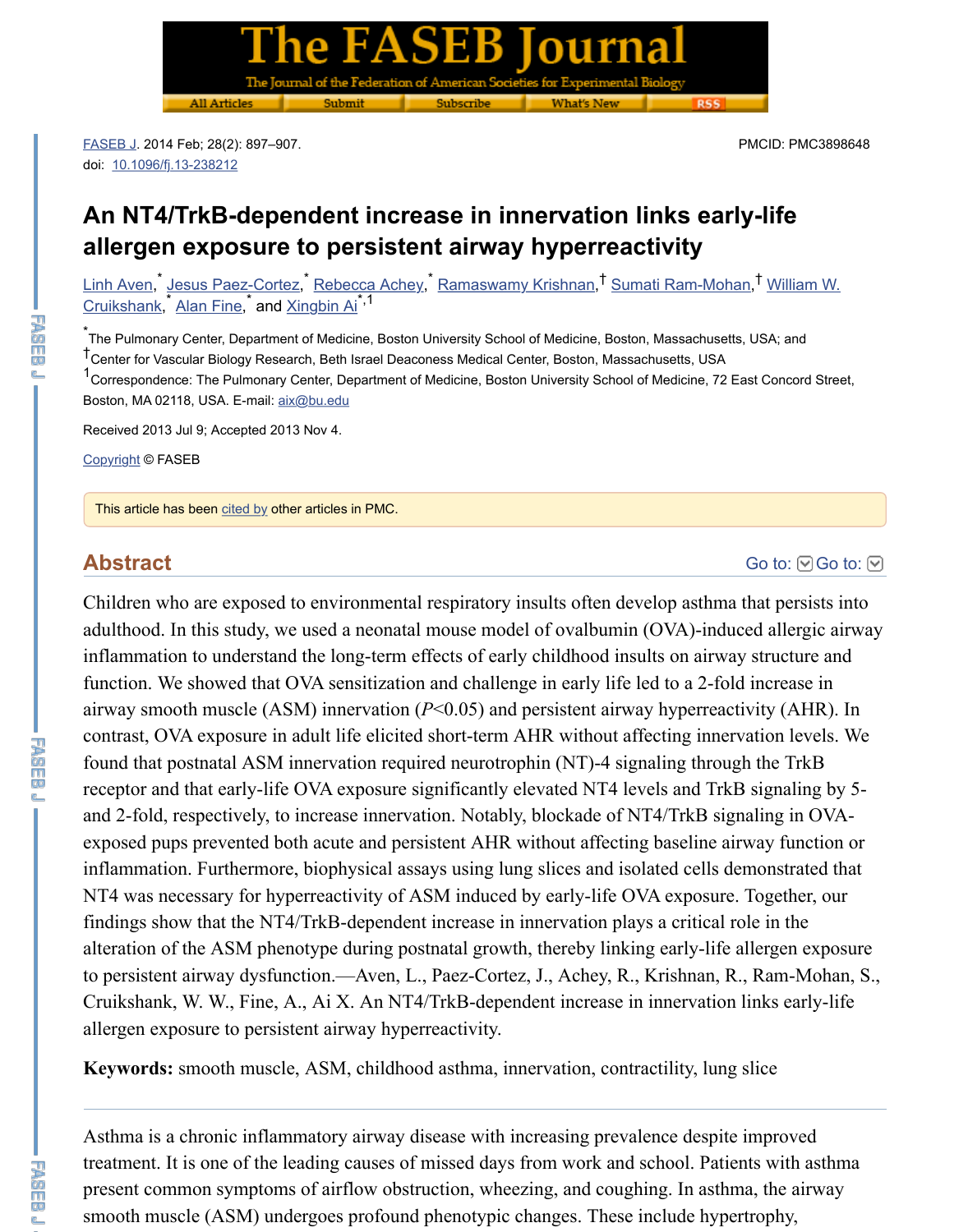FASEB J. 2014 Feb; 28(2): 897–907.
doi: 10.1096/fj.13-238212

PMCID: PMC3898648

# An NT4/TrkB-dependent increase in innervation links early-life allergen exposure to persistent airway hyperreactivity

Linh Aven,[*] Jesus Paez-Cortez,[*] Rebecca Achey,[*] Ramaswamy Krishnan,[†] Sumati Ram-Mohan,[†] William W. Cruikshank,[*] Alan Fine,[*] and Xingbin Ai[*,1]

[*]The Pulmonary Center, Department of Medicine, Boston University School of Medicine, Boston, Massachusetts, USA; and

[†]Center for Vascular Biology Research, Beth Israel Deaconess Medical Center, Boston, Massachusetts, USA

[1]Correspondence: The Pulmonary Center, Department of Medicine, Boston University School of Medicine, 72 East Concord Street, Boston, MA 02118, USA. E-mail: aix@bu.edu

Received 2013 Jul 9; Accepted 2013 Nov 4.

Copyright © FASEB

This article has been cited by other articles in PMC.

## Abstract

Children who are exposed to environmental respiratory insults often develop asthma that persists into adulthood. In this study, we used a neonatal mouse model of ovalbumin (OVA)-induced allergic airway inflammation to understand the long-term effects of early childhood insults on airway structure and function. We showed that OVA sensitization and challenge in early life led to a 2-fold increase in airway smooth muscle (ASM) innervation ($P<0.05$) and persistent airway hyperreactivity (AHR). In contrast, OVA exposure in adult life elicited short-term AHR without affecting innervation levels. We found that postnatal ASM innervation required neurotrophin (NT)-4 signaling through the TrkB receptor and that early-life OVA exposure significantly elevated NT4 levels and TrkB signaling by 5- and 2-fold, respectively, to increase innervation. Notably, blockade of NT4/TrkB signaling in OVA-exposed pups prevented both acute and persistent AHR without affecting baseline airway function or inflammation. Furthermore, biophysical assays using lung slices and isolated cells demonstrated that NT4 was necessary for hyperreactivity of ASM induced by early-life OVA exposure. Together, our findings show that the NT4/TrkB-dependent increase in innervation plays a critical role in the alteration of the ASM phenotype during postnatal growth, thereby linking early-life allergen exposure to persistent airway dysfunction.—Aven, L., Paez-Cortez, J., Achey, R., Krishnan, R., Ram-Mohan, S., Cruikshank, W. W., Fine, A., Ai X. An NT4/TrkB-dependent increase in innervation links early-life allergen exposure to persistent airway hyperreactivity.

**Keywords:** smooth muscle, ASM, childhood asthma, innervation, contractility, lung slice

---

Asthma is a chronic inflammatory airway disease with increasing prevalence despite improved treatment. It is one of the leading causes of missed days from work and school. Patients with asthma present common symptoms of airflow obstruction, wheezing, and coughing. In asthma, the airway smooth muscle (ASM) undergoes profound phenotypic changes. These include hypertrophy,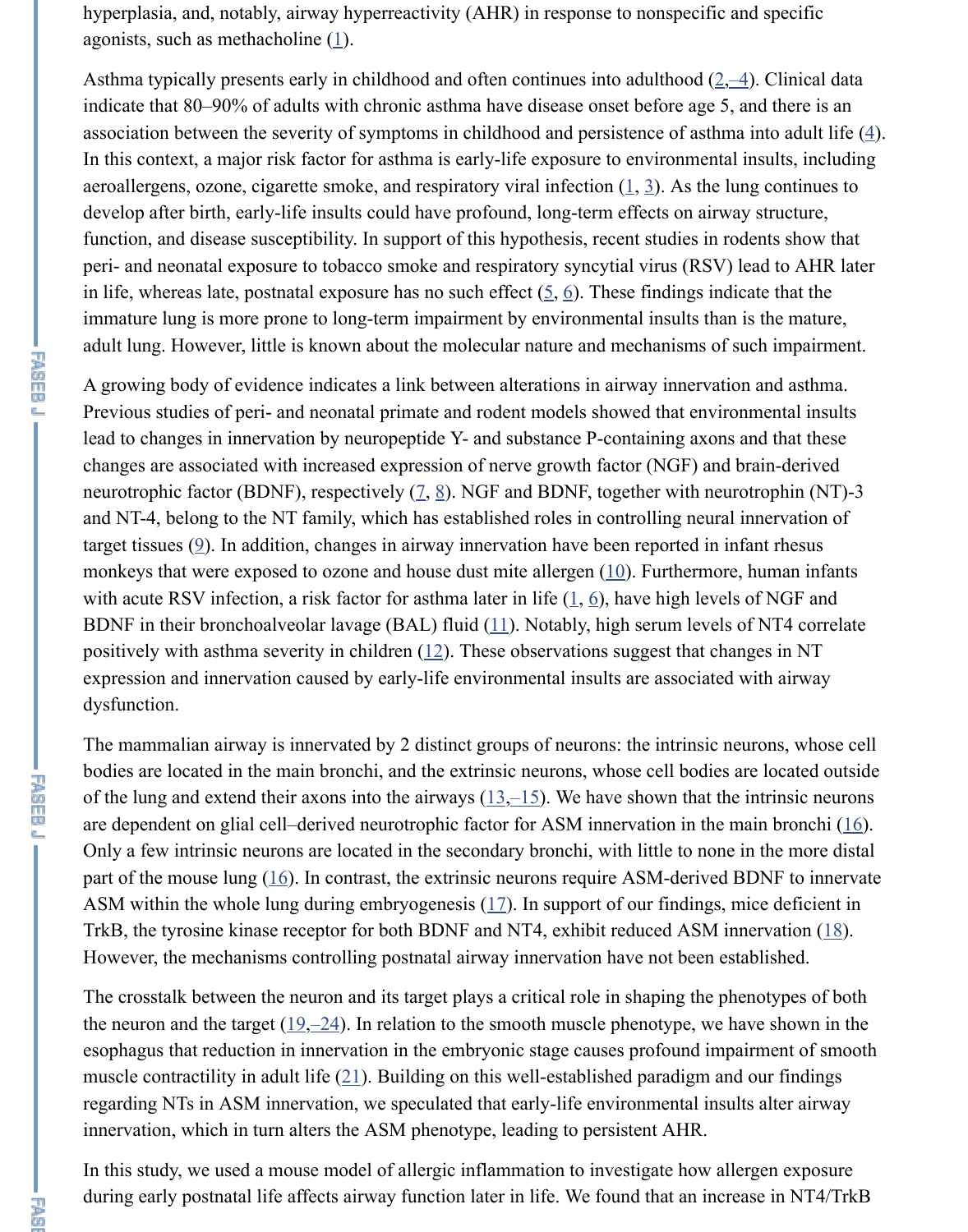hyperplasia, and, notably, airway hyperreactivity (AHR) in response to nonspecific and specific agonists, such as methacholine (1).

Asthma typically presents early in childhood and often continues into adulthood (2,–4). Clinical data indicate that 80–90% of adults with chronic asthma have disease onset before age 5, and there is an association between the severity of symptoms in childhood and persistence of asthma into adult life (4). In this context, a major risk factor for asthma is early-life exposure to environmental insults, including aeroallergens, ozone, cigarette smoke, and respiratory viral infection (1, 3). As the lung continues to develop after birth, early-life insults could have profound, long-term effects on airway structure, function, and disease susceptibility. In support of this hypothesis, recent studies in rodents show that peri- and neonatal exposure to tobacco smoke and respiratory syncytial virus (RSV) lead to AHR later in life, whereas late, postnatal exposure has no such effect (5, 6). These findings indicate that the immature lung is more prone to long-term impairment by environmental insults than is the mature, adult lung. However, little is known about the molecular nature and mechanisms of such impairment.

A growing body of evidence indicates a link between alterations in airway innervation and asthma. Previous studies of peri- and neonatal primate and rodent models showed that environmental insults lead to changes in innervation by neuropeptide Y- and substance P-containing axons and that these changes are associated with increased expression of nerve growth factor (NGF) and brain-derived neurotrophic factor (BDNF), respectively (7, 8). NGF and BDNF, together with neurotrophin (NT)-3 and NT-4, belong to the NT family, which has established roles in controlling neural innervation of target tissues (9). In addition, changes in airway innervation have been reported in infant rhesus monkeys that were exposed to ozone and house dust mite allergen (10). Furthermore, human infants with acute RSV infection, a risk factor for asthma later in life (1, 6), have high levels of NGF and BDNF in their bronchoalveolar lavage (BAL) fluid (11). Notably, high serum levels of NT4 correlate positively with asthma severity in children (12). These observations suggest that changes in NT expression and innervation caused by early-life environmental insults are associated with airway dysfunction.

The mammalian airway is innervated by 2 distinct groups of neurons: the intrinsic neurons, whose cell bodies are located in the main bronchi, and the extrinsic neurons, whose cell bodies are located outside of the lung and extend their axons into the airways (13,–15). We have shown that the intrinsic neurons are dependent on glial cell–derived neurotrophic factor for ASM innervation in the main bronchi (16). Only a few intrinsic neurons are located in the secondary bronchi, with little to none in the more distal part of the mouse lung (16). In contrast, the extrinsic neurons require ASM-derived BDNF to innervate ASM within the whole lung during embryogenesis (17). In support of our findings, mice deficient in TrkB, the tyrosine kinase receptor for both BDNF and NT4, exhibit reduced ASM innervation (18). However, the mechanisms controlling postnatal airway innervation have not been established.

The crosstalk between the neuron and its target plays a critical role in shaping the phenotypes of both the neuron and the target (19,–24). In relation to the smooth muscle phenotype, we have shown in the esophagus that reduction in innervation in the embryonic stage causes profound impairment of smooth muscle contractility in adult life (21). Building on this well-established paradigm and our findings regarding NTs in ASM innervation, we speculated that early-life environmental insults alter airway innervation, which in turn alters the ASM phenotype, leading to persistent AHR.

In this study, we used a mouse model of allergic inflammation to investigate how allergen exposure during early postnatal life affects airway function later in life. We found that an increase in NT4/TrkB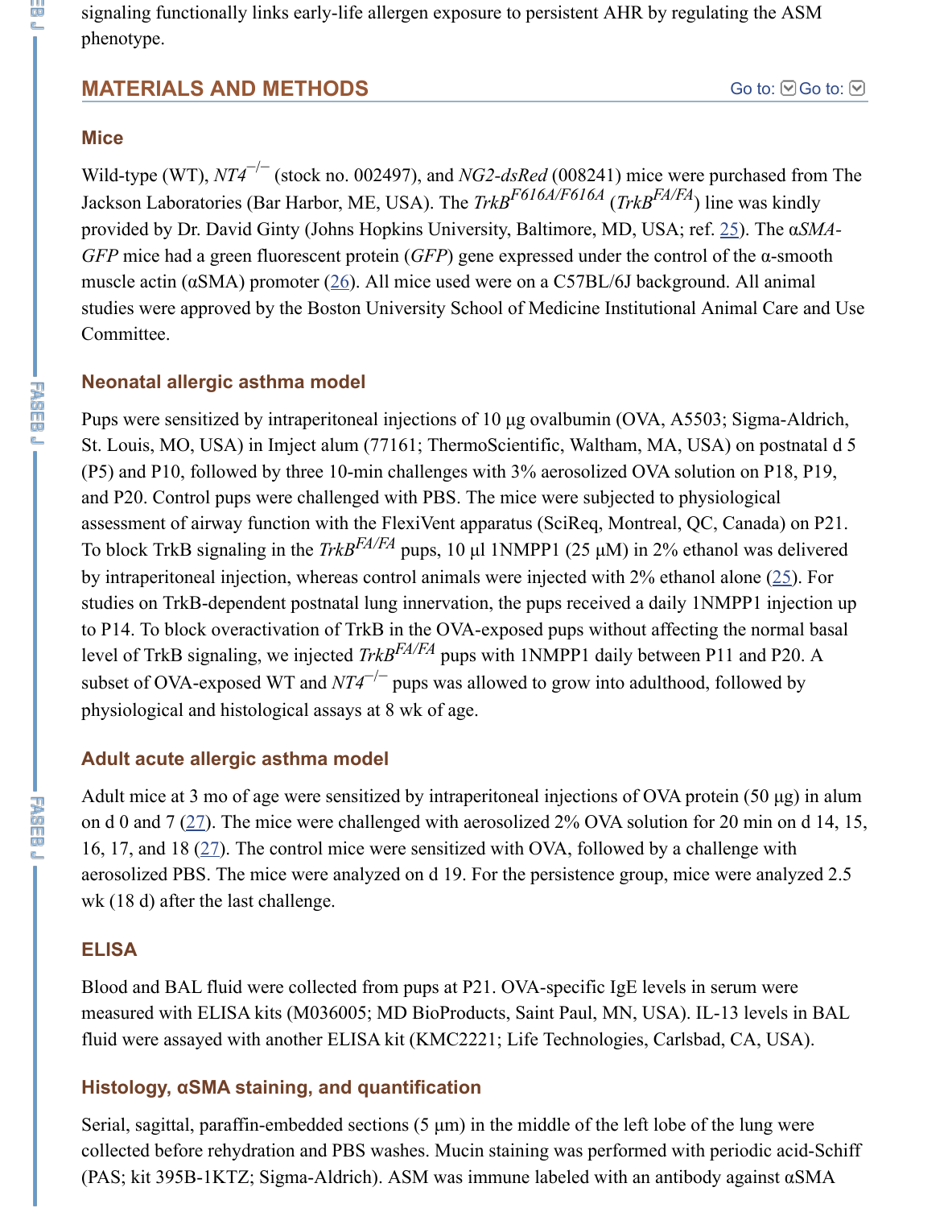signaling functionally links early-life allergen exposure to persistent AHR by regulating the ASM phenotype.

## MATERIALS AND METHODS

### Mice

Wild-type (WT), *NT4*$^{-/-}$ (stock no. 002497), and *NG2-dsRed* (008241) mice were purchased from The Jackson Laboratories (Bar Harbor, ME, USA). The *TrkB*$^{F616A/F616A}$ (*TrkB*$^{FA/FA}$) line was kindly provided by Dr. David Ginty (Johns Hopkins University, Baltimore, MD, USA; ref. 25). The α*SMA-GFP* mice had a green fluorescent protein (*GFP*) gene expressed under the control of the α-smooth muscle actin (αSMA) promoter (26). All mice used were on a C57BL/6J background. All animal studies were approved by the Boston University School of Medicine Institutional Animal Care and Use Committee.

### Neonatal allergic asthma model

Pups were sensitized by intraperitoneal injections of 10 μg ovalbumin (OVA, A5503; Sigma-Aldrich, St. Louis, MO, USA) in Imject alum (77161; ThermoScientific, Waltham, MA, USA) on postnatal d 5 (P5) and P10, followed by three 10-min challenges with 3% aerosolized OVA solution on P18, P19, and P20. Control pups were challenged with PBS. The mice were subjected to physiological assessment of airway function with the FlexiVent apparatus (SciReq, Montreal, QC, Canada) on P21. To block TrkB signaling in the *TrkB*$^{FA/FA}$ pups, 10 μl 1NMPP1 (25 μM) in 2% ethanol was delivered by intraperitoneal injection, whereas control animals were injected with 2% ethanol alone (25). For studies on TrkB-dependent postnatal lung innervation, the pups received a daily 1NMPP1 injection up to P14. To block overactivation of TrkB in the OVA-exposed pups without affecting the normal basal level of TrkB signaling, we injected *TrkB*$^{FA/FA}$ pups with 1NMPP1 daily between P11 and P20. A subset of OVA-exposed WT and *NT4*$^{-/-}$ pups was allowed to grow into adulthood, followed by physiological and histological assays at 8 wk of age.

### Adult acute allergic asthma model

Adult mice at 3 mo of age were sensitized by intraperitoneal injections of OVA protein (50 μg) in alum on d 0 and 7 (27). The mice were challenged with aerosolized 2% OVA solution for 20 min on d 14, 15, 16, 17, and 18 (27). The control mice were sensitized with OVA, followed by a challenge with aerosolized PBS. The mice were analyzed on d 19. For the persistence group, mice were analyzed 2.5 wk (18 d) after the last challenge.

### ELISA

Blood and BAL fluid were collected from pups at P21. OVA-specific IgE levels in serum were measured with ELISA kits (M036005; MD BioProducts, Saint Paul, MN, USA). IL-13 levels in BAL fluid were assayed with another ELISA kit (KMC2221; Life Technologies, Carlsbad, CA, USA).

### Histology, αSMA staining, and quantification

Serial, sagittal, paraffin-embedded sections (5 μm) in the middle of the left lobe of the lung were collected before rehydration and PBS washes. Mucin staining was performed with periodic acid-Schiff (PAS; kit 395B-1KTZ; Sigma-Aldrich). ASM was immune labeled with an antibody against αSMA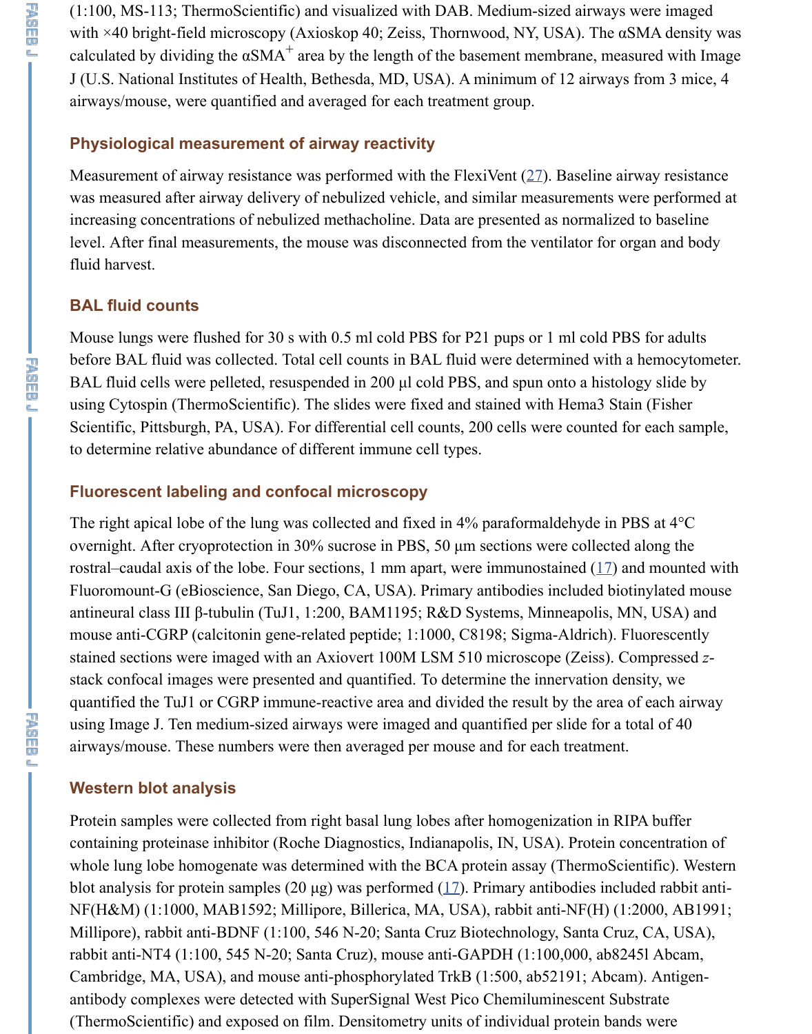(1:100, MS-113; ThermoScientific) and visualized with DAB. Medium-sized airways were imaged with ×40 bright-field microscopy (Axioskop 40; Zeiss, Thornwood, NY, USA). The αSMA density was calculated by dividing the $\alpha SMA^+$ area by the length of the basement membrane, measured with Image J (U.S. National Institutes of Health, Bethesda, MD, USA). A minimum of 12 airways from 3 mice, 4 airways/mouse, were quantified and averaged for each treatment group.

### Physiological measurement of airway reactivity

Measurement of airway resistance was performed with the FlexiVent (27). Baseline airway resistance was measured after airway delivery of nebulized vehicle, and similar measurements were performed at increasing concentrations of nebulized methacholine. Data are presented as normalized to baseline level. After final measurements, the mouse was disconnected from the ventilator for organ and body fluid harvest.

### BAL fluid counts

Mouse lungs were flushed for 30 s with 0.5 ml cold PBS for P21 pups or 1 ml cold PBS for adults before BAL fluid was collected. Total cell counts in BAL fluid were determined with a hemocytometer. BAL fluid cells were pelleted, resuspended in 200 µl cold PBS, and spun onto a histology slide by using Cytospin (ThermoScientific). The slides were fixed and stained with Hema3 Stain (Fisher Scientific, Pittsburgh, PA, USA). For differential cell counts, 200 cells were counted for each sample, to determine relative abundance of different immune cell types.

### Fluorescent labeling and confocal microscopy

The right apical lobe of the lung was collected and fixed in 4% paraformaldehyde in PBS at 4°C overnight. After cryoprotection in 30% sucrose in PBS, 50 µm sections were collected along the rostral–caudal axis of the lobe. Four sections, 1 mm apart, were immunostained (17) and mounted with Fluoromount-G (eBioscience, San Diego, CA, USA). Primary antibodies included biotinylated mouse antineural class III β-tubulin (TuJ1, 1:200, BAM1195; R&D Systems, Minneapolis, MN, USA) and mouse anti-CGRP (calcitonin gene-related peptide; 1:1000, C8198; Sigma-Aldrich). Fluorescently stained sections were imaged with an Axiovert 100M LSM 510 microscope (Zeiss). Compressed *z*-stack confocal images were presented and quantified. To determine the innervation density, we quantified the TuJ1 or CGRP immune-reactive area and divided the result by the area of each airway using Image J. Ten medium-sized airways were imaged and quantified per slide for a total of 40 airways/mouse. These numbers were then averaged per mouse and for each treatment.

### Western blot analysis

Protein samples were collected from right basal lung lobes after homogenization in RIPA buffer containing proteinase inhibitor (Roche Diagnostics, Indianapolis, IN, USA). Protein concentration of whole lung lobe homogenate was determined with the BCA protein assay (ThermoScientific). Western blot analysis for protein samples (20 µg) was performed (17). Primary antibodies included rabbit anti-NF(H&M) (1:1000, MAB1592; Millipore, Billerica, MA, USA), rabbit anti-NF(H) (1:2000, AB1991; Millipore), rabbit anti-BDNF (1:100, 546 N-20; Santa Cruz Biotechnology, Santa Cruz, CA, USA), rabbit anti-NT4 (1:100, 545 N-20; Santa Cruz), mouse anti-GAPDH (1:100,000, ab8245l Abcam, Cambridge, MA, USA), and mouse anti-phosphorylated TrkB (1:500, ab52191; Abcam). Antigen-antibody complexes were detected with SuperSignal West Pico Chemiluminescent Substrate (ThermoScientific) and exposed on film. Densitometry units of individual protein bands were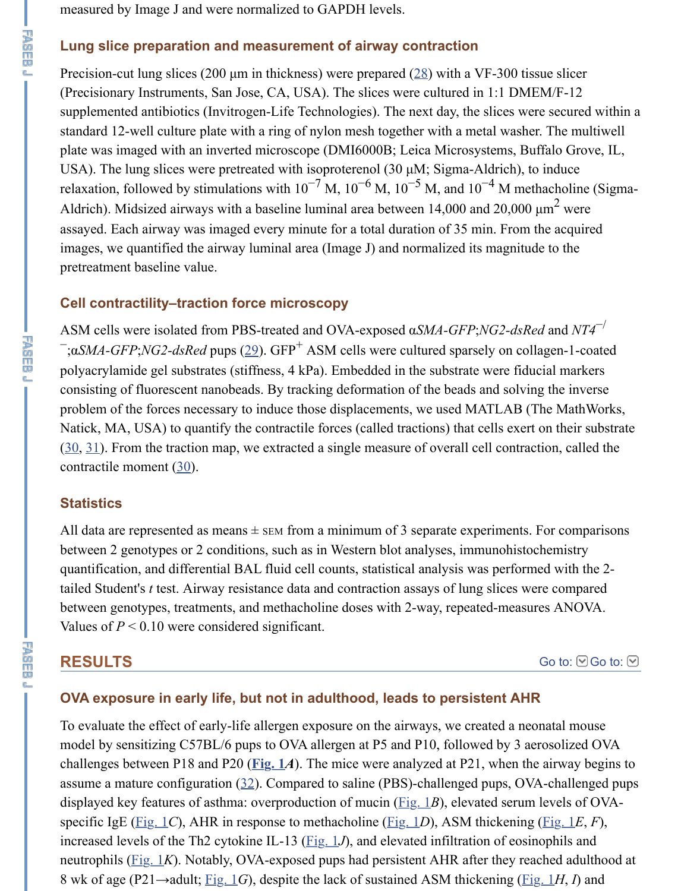measured by Image J and were normalized to GAPDH levels.

### Lung slice preparation and measurement of airway contraction

Precision-cut lung slices (200 μm in thickness) were prepared (28) with a VF-300 tissue slicer (Precisionary Instruments, San Jose, CA, USA). The slices were cultured in 1:1 DMEM/F-12 supplemented antibiotics (Invitrogen-Life Technologies). The next day, the slices were secured within a standard 12-well culture plate with a ring of nylon mesh together with a metal washer. The multiwell plate was imaged with an inverted microscope (DMI6000B; Leica Microsystems, Buffalo Grove, IL, USA). The lung slices were pretreated with isoproterenol (30 μM; Sigma-Aldrich), to induce relaxation, followed by stimulations with $10^{-7}$ M, $10^{-6}$ M, $10^{-5}$ M, and $10^{-4}$ M methacholine (Sigma-Aldrich). Midsized airways with a baseline luminal area between 14,000 and 20,000 $\mu m^2$ were assayed. Each airway was imaged every minute for a total duration of 35 min. From the acquired images, we quantified the airway luminal area (Image J) and normalized its magnitude to the pretreatment baseline value.

### Cell contractility–traction force microscopy

ASM cells were isolated from PBS-treated and OVA-exposed *αSMA-GFP*;*NG2-dsRed* and *NT4*$^{-/-}$;*αSMA-GFP*;*NG2-dsRed* pups (29). GFP$^{+}$ ASM cells were cultured sparsely on collagen-1-coated polyacrylamide gel substrates (stiffness, 4 kPa). Embedded in the substrate were fiducial markers consisting of fluorescent nanobeads. By tracking deformation of the beads and solving the inverse problem of the forces necessary to induce those displacements, we used MATLAB (The MathWorks, Natick, MA, USA) to quantify the contractile forces (called tractions) that cells exert on their substrate (30, 31). From the traction map, we extracted a single measure of overall cell contraction, called the contractile moment (30).

### Statistics

All data are represented as means ± SEM from a minimum of 3 separate experiments. For comparisons between 2 genotypes or 2 conditions, such as in Western blot analyses, immunohistochemistry quantification, and differential BAL fluid cell counts, statistical analysis was performed with the 2-tailed Student's *t* test. Airway resistance data and contraction assays of lung slices were compared between genotypes, treatments, and methacholine doses with 2-way, repeated-measures ANOVA. Values of $P < 0.10$ were considered significant.

## RESULTS

### OVA exposure in early life, but not in adulthood, leads to persistent AHR

To evaluate the effect of early-life allergen exposure on the airways, we created a neonatal mouse model by sensitizing C57BL/6 pups to OVA allergen at P5 and P10, followed by 3 aerosolized OVA challenges between P18 and P20 (**Fig. 1*A***). The mice were analyzed at P21, when the airway begins to assume a mature configuration (32). Compared to saline (PBS)-challenged pups, OVA-challenged pups displayed key features of asthma: overproduction of mucin (Fig. 1*B*), elevated serum levels of OVA-specific IgE (Fig. 1*C*), AHR in response to methacholine (Fig. 1*D*), ASM thickening (Fig. 1*E*, *F*), increased levels of the Th2 cytokine IL-13 (Fig. 1*J*), and elevated infiltration of eosinophils and neutrophils (Fig. 1*K*). Notably, OVA-exposed pups had persistent AHR after they reached adulthood at 8 wk of age (P21→adult; Fig. 1*G*), despite the lack of sustained ASM thickening (Fig. 1*H*, *I*) and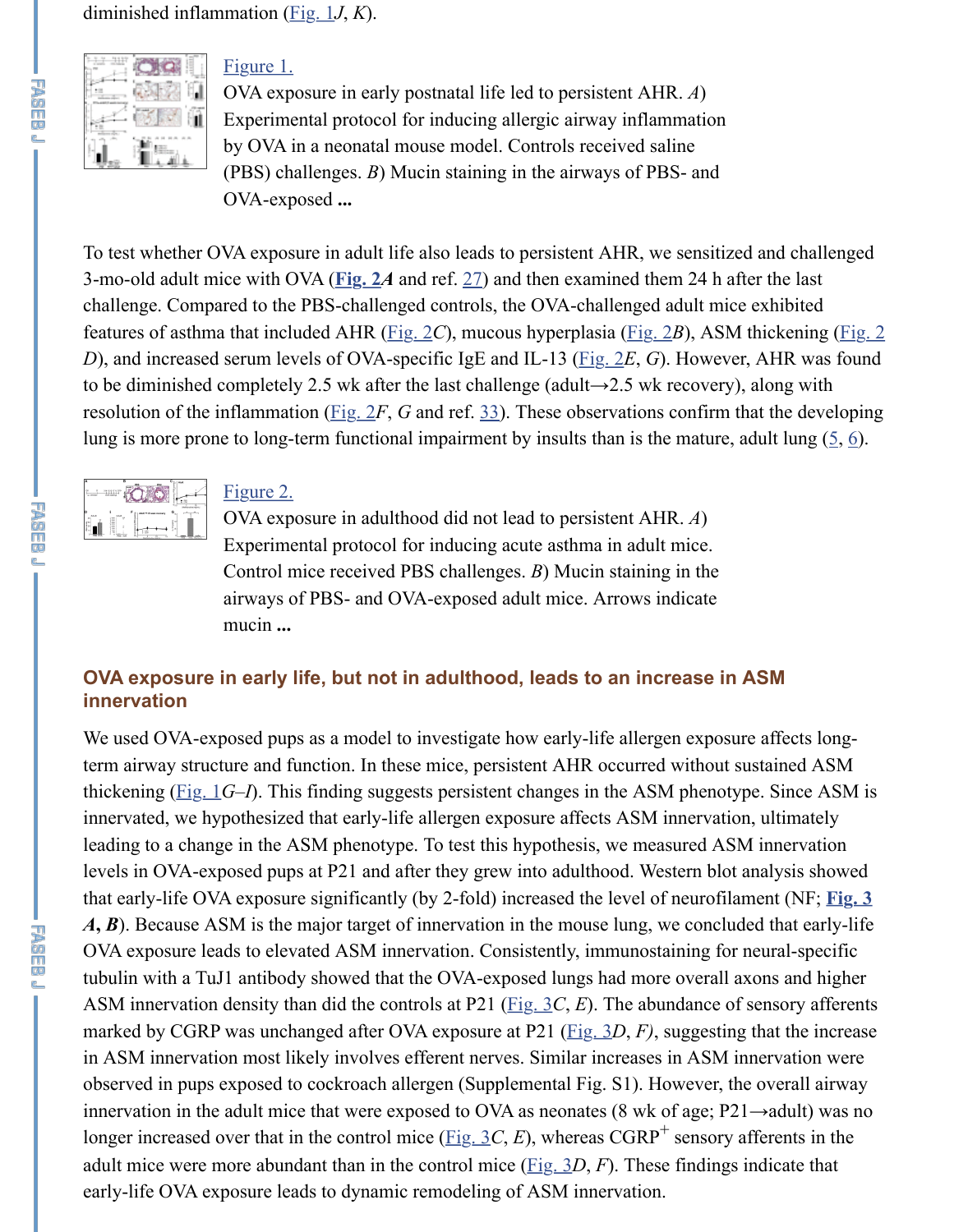diminished inflammation (Fig. 1*J*, *K*).

Figure 1.

OVA exposure in early postnatal life led to persistent AHR. *A*) Experimental protocol for inducing allergic airway inflammation by OVA in a neonatal mouse model. Controls received saline (PBS) challenges. *B*) Mucin staining in the airways of PBS- and OVA-exposed **...**

To test whether OVA exposure in adult life also leads to persistent AHR, we sensitized and challenged 3-mo-old adult mice with OVA (**Fig. 2*A*** and ref. 27) and then examined them 24 h after the last challenge. Compared to the PBS-challenged controls, the OVA-challenged adult mice exhibited features of asthma that included AHR (Fig. 2*C*), mucous hyperplasia (Fig. 2*B*), ASM thickening (Fig. 2*D*), and increased serum levels of OVA-specific IgE and IL-13 (Fig. 2*E*, *G*). However, AHR was found to be diminished completely 2.5 wk after the last challenge (adult→2.5 wk recovery), along with resolution of the inflammation (Fig. 2*F*, *G* and ref. 33). These observations confirm that the developing lung is more prone to long-term functional impairment by insults than is the mature, adult lung (5, 6).

Figure 2.

OVA exposure in adulthood did not lead to persistent AHR. *A*) Experimental protocol for inducing acute asthma in adult mice. Control mice received PBS challenges. *B*) Mucin staining in the airways of PBS- and OVA-exposed adult mice. Arrows indicate mucin **...**

## OVA exposure in early life, but not in adulthood, leads to an increase in ASM innervation

We used OVA-exposed pups as a model to investigate how early-life allergen exposure affects long-term airway structure and function. In these mice, persistent AHR occurred without sustained ASM thickening (Fig. 1*G*–*I*). This finding suggests persistent changes in the ASM phenotype. Since ASM is innervated, we hypothesized that early-life allergen exposure affects ASM innervation, ultimately leading to a change in the ASM phenotype. To test this hypothesis, we measured ASM innervation levels in OVA-exposed pups at P21 and after they grew into adulthood. Western blot analysis showed that early-life OVA exposure significantly (by 2-fold) increased the level of neurofilament (NF; **Fig. 3*A*, *B***). Because ASM is the major target of innervation in the mouse lung, we concluded that early-life OVA exposure leads to elevated ASM innervation. Consistently, immunostaining for neural-specific tubulin with a TuJ1 antibody showed that the OVA-exposed lungs had more overall axons and higher ASM innervation density than did the controls at P21 (Fig. 3*C*, *E*). The abundance of sensory afferents marked by CGRP was unchanged after OVA exposure at P21 (Fig. 3*D*, *F*), suggesting that the increase in ASM innervation most likely involves efferent nerves. Similar increases in ASM innervation were observed in pups exposed to cockroach allergen (Supplemental Fig. S1). However, the overall airway innervation in the adult mice that were exposed to OVA as neonates (8 wk of age; P21→adult) was no longer increased over that in the control mice (Fig. 3*C*, *E*), whereas $CGRP^+$ sensory afferents in the adult mice were more abundant than in the control mice (Fig. 3*D*, *F*). These findings indicate that early-life OVA exposure leads to dynamic remodeling of ASM innervation.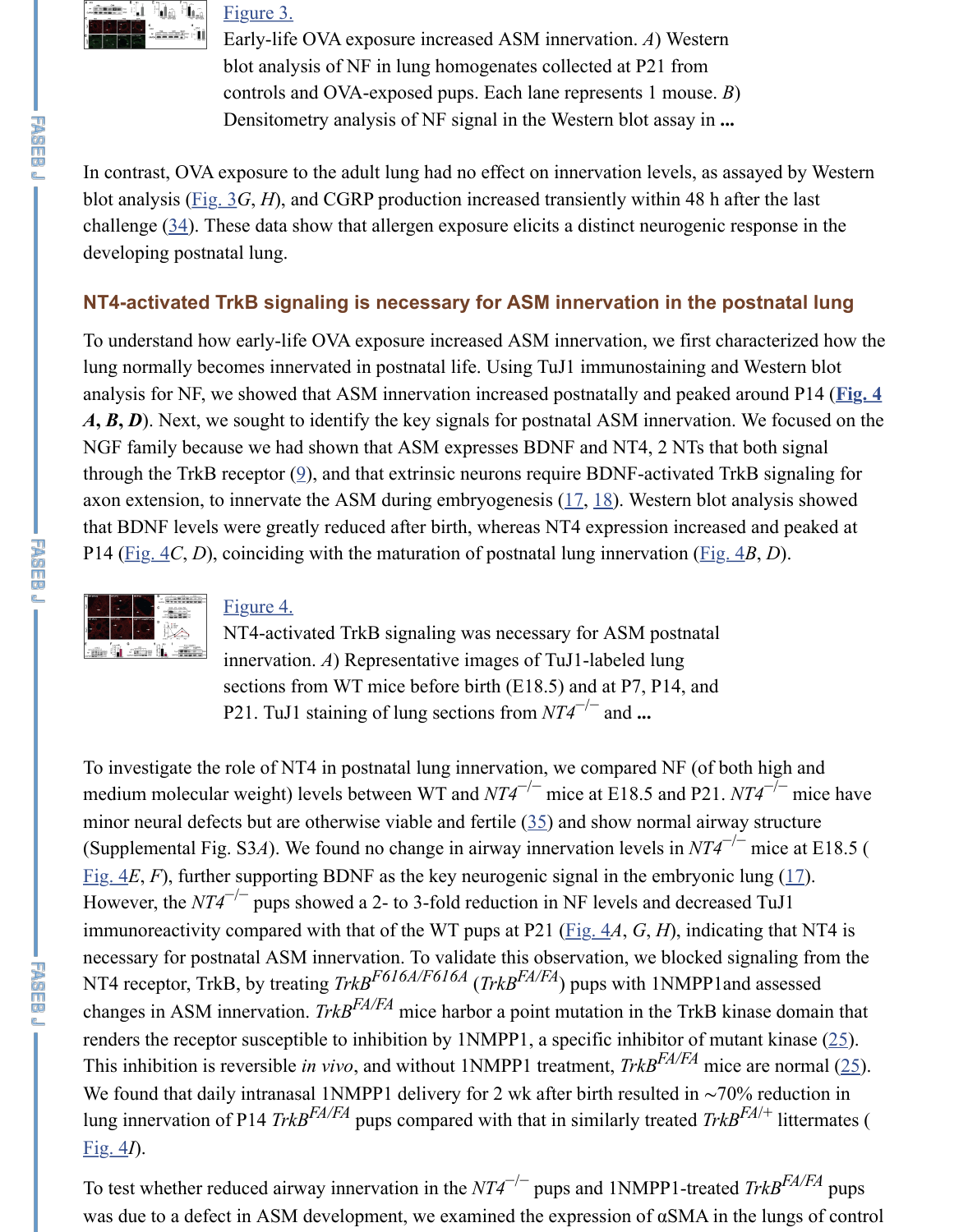[Figure 3.](#)

Early-life OVA exposure increased ASM innervation. *A*) Western blot analysis of NF in lung homogenates collected at P21 from controls and OVA-exposed pups. Each lane represents 1 mouse. *B*) Densitometry analysis of NF signal in the Western blot assay in **...**

In contrast, OVA exposure to the adult lung had no effect on innervation levels, as assayed by Western blot analysis (Fig. 3*G*, *H*), and CGRP production increased transiently within 48 h after the last challenge (34). These data show that allergen exposure elicits a distinct neurogenic response in the developing postnatal lung.

## NT4-activated TrkB signaling is necessary for ASM innervation in the postnatal lung

To understand how early-life OVA exposure increased ASM innervation, we first characterized how the lung normally becomes innervated in postnatal life. Using TuJ1 immunostaining and Western blot analysis for NF, we showed that ASM innervation increased postnatally and peaked around P14 (**Fig. 4** ***A***, ***B***, ***D***). Next, we sought to identify the key signals for postnatal ASM innervation. We focused on the NGF family because we had shown that ASM expresses BDNF and NT4, 2 NTs that both signal through the TrkB receptor (9), and that extrinsic neurons require BDNF-activated TrkB signaling for axon extension, to innervate the ASM during embryogenesis (17, 18). Western blot analysis showed that BDNF levels were greatly reduced after birth, whereas NT4 expression increased and peaked at P14 (Fig. 4*C*, *D*), coinciding with the maturation of postnatal lung innervation (Fig. 4*B*, *D*).

[Figure 4.](#)

NT4-activated TrkB signaling was necessary for ASM postnatal innervation. *A*) Representative images of TuJ1-labeled lung sections from WT mice before birth (E18.5) and at P7, P14, and P21. TuJ1 staining of lung sections from *NT4*$^{-/-}$ and **...**

To investigate the role of NT4 in postnatal lung innervation, we compared NF (of both high and medium molecular weight) levels between WT and *NT4*$^{-/-}$ mice at E18.5 and P21. *NT4*$^{-/-}$ mice have minor neural defects but are otherwise viable and fertile (35) and show normal airway structure (Supplemental Fig. S3*A*). We found no change in airway innervation levels in *NT4*$^{-/-}$ mice at E18.5 (Fig. 4*E*, *F*), further supporting BDNF as the key neurogenic signal in the embryonic lung (17). However, the *NT4*$^{-/-}$ pups showed a 2- to 3-fold reduction in NF levels and decreased TuJ1 immunoreactivity compared with that of the WT pups at P21 (Fig. 4*A*, *G*, *H*), indicating that NT4 is necessary for postnatal ASM innervation. To validate this observation, we blocked signaling from the NT4 receptor, TrkB, by treating *TrkB*$^{F616A/F616A}$ (*TrkB*$^{FA/FA}$) pups with 1NMPP1and assessed changes in ASM innervation. *TrkB*$^{FA/FA}$ mice harbor a point mutation in the TrkB kinase domain that renders the receptor susceptible to inhibition by 1NMPP1, a specific inhibitor of mutant kinase (25). This inhibition is reversible *in vivo*, and without 1NMPP1 treatment, *TrkB*$^{FA/FA}$ mice are normal (25). We found that daily intranasal 1NMPP1 delivery for 2 wk after birth resulted in ∼70% reduction in lung innervation of P14 *TrkB*$^{FA/FA}$ pups compared with that in similarly treated *TrkB*$^{FA/+}$ littermates (Fig. 4*I*).

To test whether reduced airway innervation in the *NT4*$^{-/-}$ pups and 1NMPP1-treated *TrkB*$^{FA/FA}$ pups was due to a defect in ASM development, we examined the expression of αSMA in the lungs of control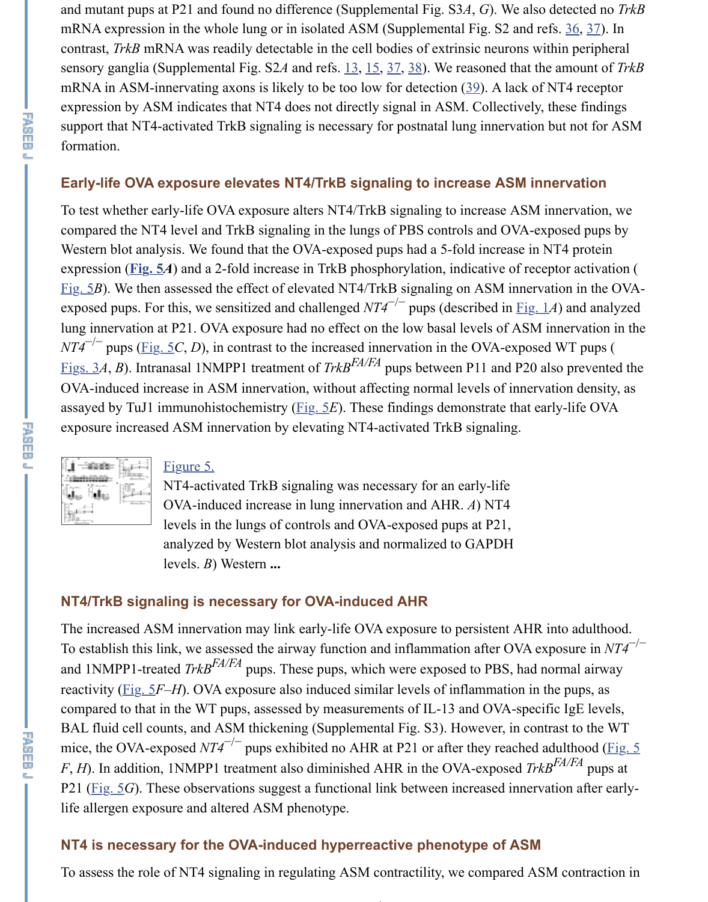and mutant pups at P21 and found no difference (Supplemental Fig. S3*A*, *G*). We also detected no *TrkB* mRNA expression in the whole lung or in isolated ASM (Supplemental Fig. S2 and refs. 36, 37). In contrast, *TrkB* mRNA was readily detectable in the cell bodies of extrinsic neurons within peripheral sensory ganglia (Supplemental Fig. S2*A* and refs. 13, 15, 37, 38). We reasoned that the amount of *TrkB* mRNA in ASM-innervating axons is likely to be too low for detection (39). A lack of NT4 receptor expression by ASM indicates that NT4 does not directly signal in ASM. Collectively, these findings support that NT4-activated TrkB signaling is necessary for postnatal lung innervation but not for ASM formation.

## Early-life OVA exposure elevates NT4/TrkB signaling to increase ASM innervation

To test whether early-life OVA exposure alters NT4/TrkB signaling to increase ASM innervation, we compared the NT4 level and TrkB signaling in the lungs of PBS controls and OVA-exposed pups by Western blot analysis. We found that the OVA-exposed pups had a 5-fold increase in NT4 protein expression (**Fig. 5*A***) and a 2-fold increase in TrkB phosphorylation, indicative of receptor activation (Fig. 5*B*). We then assessed the effect of elevated NT4/TrkB signaling on ASM innervation in the OVA-exposed pups. For this, we sensitized and challenged $NT4^{-/-}$ pups (described in Fig. 1*A*) and analyzed lung innervation at P21. OVA exposure had no effect on the low basal levels of ASM innervation in the $NT4^{-/-}$ pups (Fig. 5*C*, *D*), in contrast to the increased innervation in the OVA-exposed WT pups (Figs. 3*A*, *B*). Intranasal 1NMPP1 treatment of $TrkB^{FA/FA}$ pups between P11 and P20 also prevented the OVA-induced increase in ASM innervation, without affecting normal levels of innervation density, as assayed by TuJ1 immunohistochemistry (Fig. 5*E*). These findings demonstrate that early-life OVA exposure increased ASM innervation by elevating NT4-activated TrkB signaling.

Figure 5.

NT4-activated TrkB signaling was necessary for an early-life OVA-induced increase in lung innervation and AHR. *A*) NT4 levels in the lungs of controls and OVA-exposed pups at P21, analyzed by Western blot analysis and normalized to GAPDH levels. *B*) Western **...**

## NT4/TrkB signaling is necessary for OVA-induced AHR

The increased ASM innervation may link early-life OVA exposure to persistent AHR into adulthood. To establish this link, we assessed the airway function and inflammation after OVA exposure in $NT4^{-/-}$ and 1NMPP1-treated $TrkB^{FA/FA}$ pups. These pups, which were exposed to PBS, had normal airway reactivity (Fig. 5*F*–*H*). OVA exposure also induced similar levels of inflammation in the pups, as compared to that in the WT pups, assessed by measurements of IL-13 and OVA-specific IgE levels, BAL fluid cell counts, and ASM thickening (Supplemental Fig. S3). However, in contrast to the WT mice, the OVA-exposed $NT4^{-/-}$ pups exhibited no AHR at P21 or after they reached adulthood (Fig. 5 *F*, *H*). In addition, 1NMPP1 treatment also diminished AHR in the OVA-exposed $TrkB^{FA/FA}$ pups at P21 (Fig. 5*G*). These observations suggest a functional link between increased innervation after early-life allergen exposure and altered ASM phenotype.

## NT4 is necessary for the OVA-induced hyperreactive phenotype of ASM

To assess the role of NT4 signaling in regulating ASM contractility, we compared ASM contraction in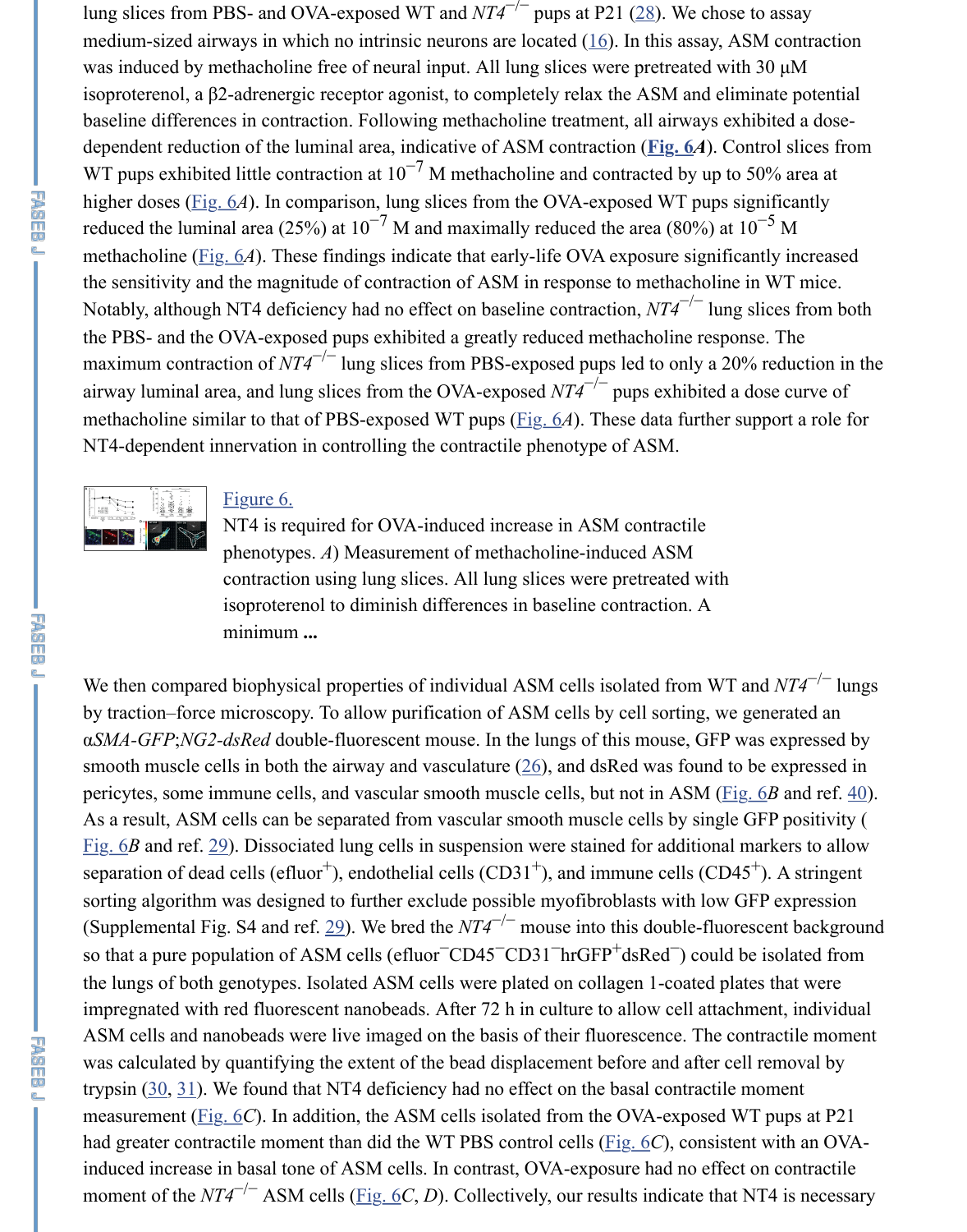lung slices from PBS- and OVA-exposed WT and $NT4^{-/-}$ pups at P21 (28). We chose to assay medium-sized airways in which no intrinsic neurons are located (16). In this assay, ASM contraction was induced by methacholine free of neural input. All lung slices were pretreated with 30 μM isoproterenol, a β2-adrenergic receptor agonist, to completely relax the ASM and eliminate potential baseline differences in contraction. Following methacholine treatment, all airways exhibited a dose-dependent reduction of the luminal area, indicative of ASM contraction (**Fig. 6*A***). Control slices from WT pups exhibited little contraction at $10^{-7}$ M methacholine and contracted by up to 50% area at higher doses (Fig. 6*A*). In comparison, lung slices from the OVA-exposed WT pups significantly reduced the luminal area (25%) at $10^{-7}$ M and maximally reduced the area (80%) at $10^{-5}$ M methacholine (Fig. 6*A*). These findings indicate that early-life OVA exposure significantly increased the sensitivity and the magnitude of contraction of ASM in response to methacholine in WT mice. Notably, although NT4 deficiency had no effect on baseline contraction, $NT4^{-/-}$ lung slices from both the PBS- and the OVA-exposed pups exhibited a greatly reduced methacholine response. The maximum contraction of $NT4^{-/-}$ lung slices from PBS-exposed pups led to only a 20% reduction in the airway luminal area, and lung slices from the OVA-exposed $NT4^{-/-}$ pups exhibited a dose curve of methacholine similar to that of PBS-exposed WT pups (Fig. 6*A*). These data further support a role for NT4-dependent innervation in controlling the contractile phenotype of ASM.

Figure 6.

NT4 is required for OVA-induced increase in ASM contractile phenotypes. *A*) Measurement of methacholine-induced ASM contraction using lung slices. All lung slices were pretreated with isoproterenol to diminish differences in baseline contraction. A minimum **...**

We then compared biophysical properties of individual ASM cells isolated from WT and $NT4^{-/-}$ lungs by traction–force microscopy. To allow purification of ASM cells by cell sorting, we generated an α*SMA-GFP*;*NG2-dsRed* double-fluorescent mouse. In the lungs of this mouse, GFP was expressed by smooth muscle cells in both the airway and vasculature (26), and dsRed was found to be expressed in pericytes, some immune cells, and vascular smooth muscle cells, but not in ASM (Fig. 6*B* and ref. 40). As a result, ASM cells can be separated from vascular smooth muscle cells by single GFP positivity (Fig. 6*B* and ref. 29). Dissociated lung cells in suspension were stained for additional markers to allow separation of dead cells (efluor$^{+}$), endothelial cells (CD31$^{+}$), and immune cells (CD45$^{+}$). A stringent sorting algorithm was designed to further exclude possible myofibroblasts with low GFP expression (Supplemental Fig. S4 and ref. 29). We bred the $NT4^{-/-}$ mouse into this double-fluorescent background so that a pure population of ASM cells (efluor$^{-}$CD45$^{-}$CD31$^{-}$hrGFP$^{+}$dsRed$^{-}$) could be isolated from the lungs of both genotypes. Isolated ASM cells were plated on collagen 1-coated plates that were impregnated with red fluorescent nanobeads. After 72 h in culture to allow cell attachment, individual ASM cells and nanobeads were live imaged on the basis of their fluorescence. The contractile moment was calculated by quantifying the extent of the bead displacement before and after cell removal by trypsin (30, 31). We found that NT4 deficiency had no effect on the basal contractile moment measurement (Fig. 6*C*). In addition, the ASM cells isolated from the OVA-exposed WT pups at P21 had greater contractile moment than did the WT PBS control cells (Fig. 6*C*), consistent with an OVA-induced increase in basal tone of ASM cells. In contrast, OVA-exposure had no effect on contractile moment of the $NT4^{-/-}$ ASM cells (Fig. 6*C*, *D*). Collectively, our results indicate that NT4 is necessary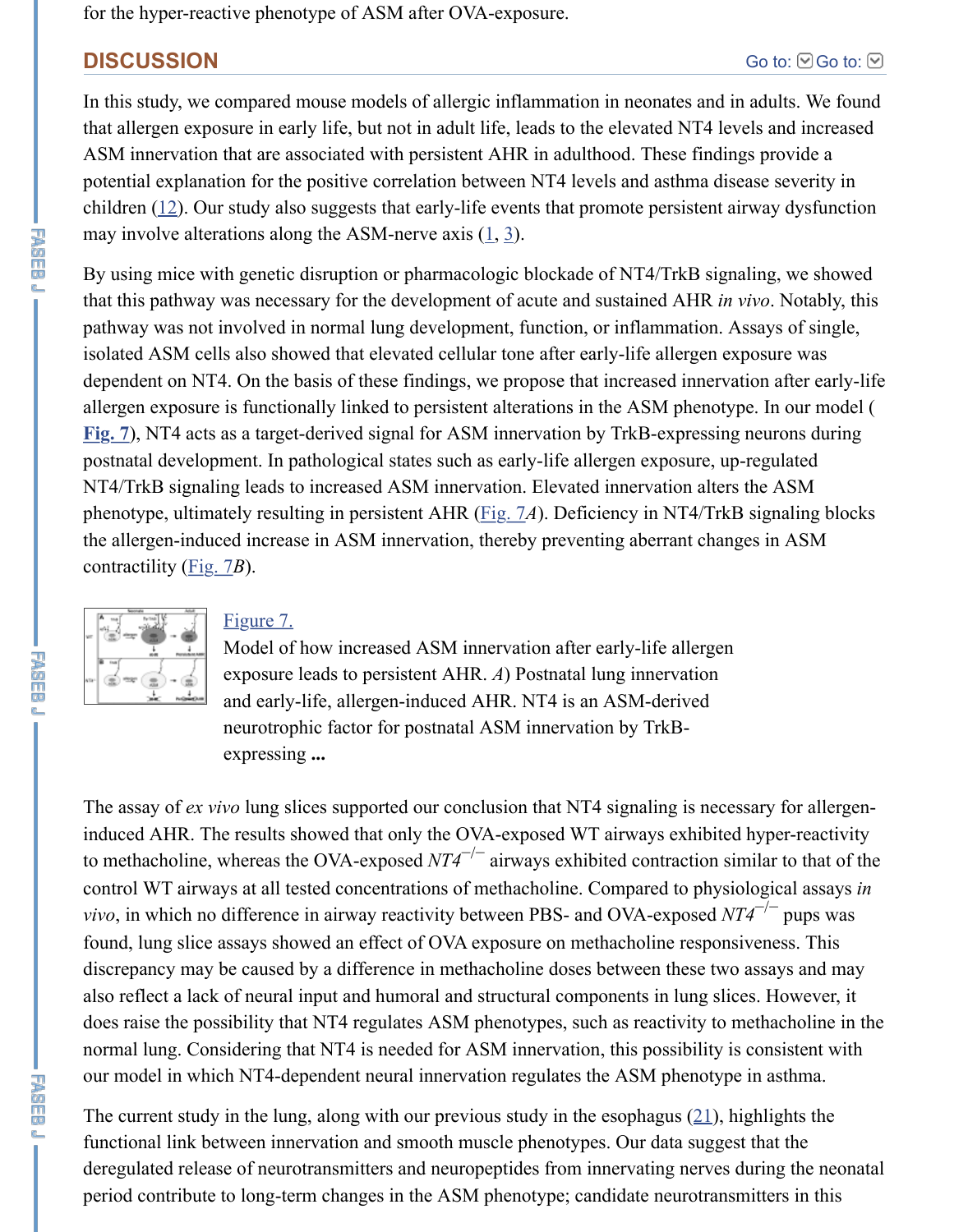for the hyper-reactive phenotype of ASM after OVA-exposure.

## DISCUSSION

In this study, we compared mouse models of allergic inflammation in neonates and in adults. We found that allergen exposure in early life, but not in adult life, leads to the elevated NT4 levels and increased ASM innervation that are associated with persistent AHR in adulthood. These findings provide a potential explanation for the positive correlation between NT4 levels and asthma disease severity in children (12). Our study also suggests that early-life events that promote persistent airway dysfunction may involve alterations along the ASM-nerve axis (1, 3).

By using mice with genetic disruption or pharmacologic blockade of NT4/TrkB signaling, we showed that this pathway was necessary for the development of acute and sustained AHR *in vivo*. Notably, this pathway was not involved in normal lung development, function, or inflammation. Assays of single, isolated ASM cells also showed that elevated cellular tone after early-life allergen exposure was dependent on NT4. On the basis of these findings, we propose that increased innervation after early-life allergen exposure is functionally linked to persistent alterations in the ASM phenotype. In our model (Fig. 7), NT4 acts as a target-derived signal for ASM innervation by TrkB-expressing neurons during postnatal development. In pathological states such as early-life allergen exposure, up-regulated NT4/TrkB signaling leads to increased ASM innervation. Elevated innervation alters the ASM phenotype, ultimately resulting in persistent AHR (Fig. 7*A*). Deficiency in NT4/TrkB signaling blocks the allergen-induced increase in ASM innervation, thereby preventing aberrant changes in ASM contractility (Fig. 7*B*).

Figure 7.

Model of how increased ASM innervation after early-life allergen exposure leads to persistent AHR. *A*) Postnatal lung innervation and early-life, allergen-induced AHR. NT4 is an ASM-derived neurotrophic factor for postnatal ASM innervation by TrkB-expressing **...**

The assay of *ex vivo* lung slices supported our conclusion that NT4 signaling is necessary for allergen-induced AHR. The results showed that only the OVA-exposed WT airways exhibited hyper-reactivity to methacholine, whereas the OVA-exposed *NT4*$^{-/-}$ airways exhibited contraction similar to that of the control WT airways at all tested concentrations of methacholine. Compared to physiological assays *in vivo*, in which no difference in airway reactivity between PBS- and OVA-exposed *NT4*$^{-/-}$ pups was found, lung slice assays showed an effect of OVA exposure on methacholine responsiveness. This discrepancy may be caused by a difference in methacholine doses between these two assays and may also reflect a lack of neural input and humoral and structural components in lung slices. However, it does raise the possibility that NT4 regulates ASM phenotypes, such as reactivity to methacholine in the normal lung. Considering that NT4 is needed for ASM innervation, this possibility is consistent with our model in which NT4-dependent neural innervation regulates the ASM phenotype in asthma.

The current study in the lung, along with our previous study in the esophagus (21), highlights the functional link between innervation and smooth muscle phenotypes. Our data suggest that the deregulated release of neurotransmitters and neuropeptides from innervating nerves during the neonatal period contribute to long-term changes in the ASM phenotype; candidate neurotransmitters in this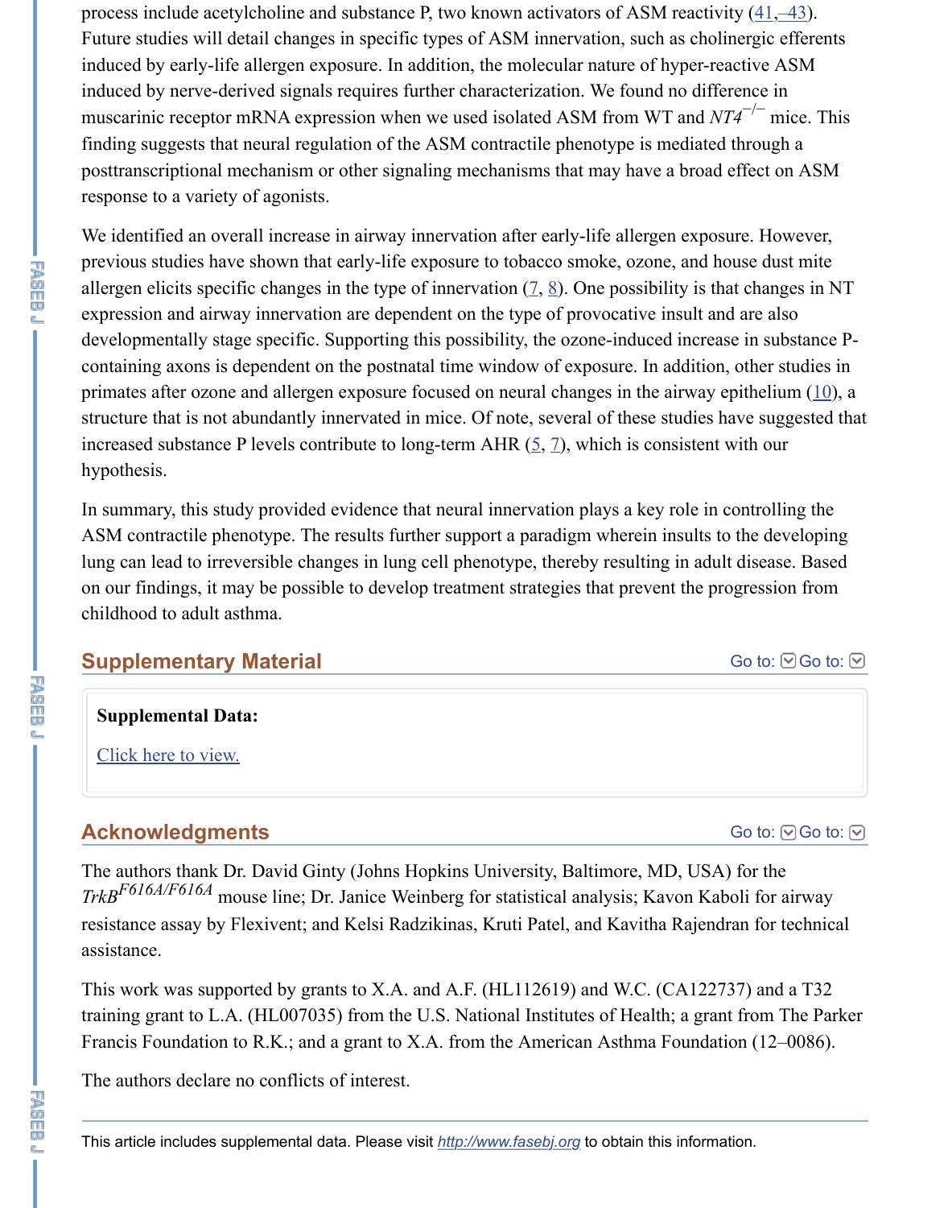process include acetylcholine and substance P, two known activators of ASM reactivity (41,–43). Future studies will detail changes in specific types of ASM innervation, such as cholinergic efferents induced by early-life allergen exposure. In addition, the molecular nature of hyper-reactive ASM induced by nerve-derived signals requires further characterization. We found no difference in muscarinic receptor mRNA expression when we used isolated ASM from WT and $NT4^{-/-}$ mice. This finding suggests that neural regulation of the ASM contractile phenotype is mediated through a posttranscriptional mechanism or other signaling mechanisms that may have a broad effect on ASM response to a variety of agonists.

We identified an overall increase in airway innervation after early-life allergen exposure. However, previous studies have shown that early-life exposure to tobacco smoke, ozone, and house dust mite allergen elicits specific changes in the type of innervation (7, 8). One possibility is that changes in NT expression and airway innervation are dependent on the type of provocative insult and are also developmentally stage specific. Supporting this possibility, the ozone-induced increase in substance P-containing axons is dependent on the postnatal time window of exposure. In addition, other studies in primates after ozone and allergen exposure focused on neural changes in the airway epithelium (10), a structure that is not abundantly innervated in mice. Of note, several of these studies have suggested that increased substance P levels contribute to long-term AHR (5, 7), which is consistent with our hypothesis.

In summary, this study provided evidence that neural innervation plays a key role in controlling the ASM contractile phenotype. The results further support a paradigm wherein insults to the developing lung can lead to irreversible changes in lung cell phenotype, thereby resulting in adult disease. Based on our findings, it may be possible to develop treatment strategies that prevent the progression from childhood to adult asthma.

## Supplementary Material

**Supplemental Data:**

Click here to view.

## Acknowledgments

The authors thank Dr. David Ginty (Johns Hopkins University, Baltimore, MD, USA) for the *TrkB*$^{F616A/F616A}$ mouse line; Dr. Janice Weinberg for statistical analysis; Kavon Kaboli for airway resistance assay by Flexivent; and Kelsi Radzikinas, Kruti Patel, and Kavitha Rajendran for technical assistance.

This work was supported by grants to X.A. and A.F. (HL112619) and W.C. (CA122737) and a T32 training grant to L.A. (HL007035) from the U.S. National Institutes of Health; a grant from The Parker Francis Foundation to R.K.; and a grant to X.A. from the American Asthma Foundation (12–0086).

The authors declare no conflicts of interest.

This article includes supplemental data. Please visit http://www.fasebj.org to obtain this information.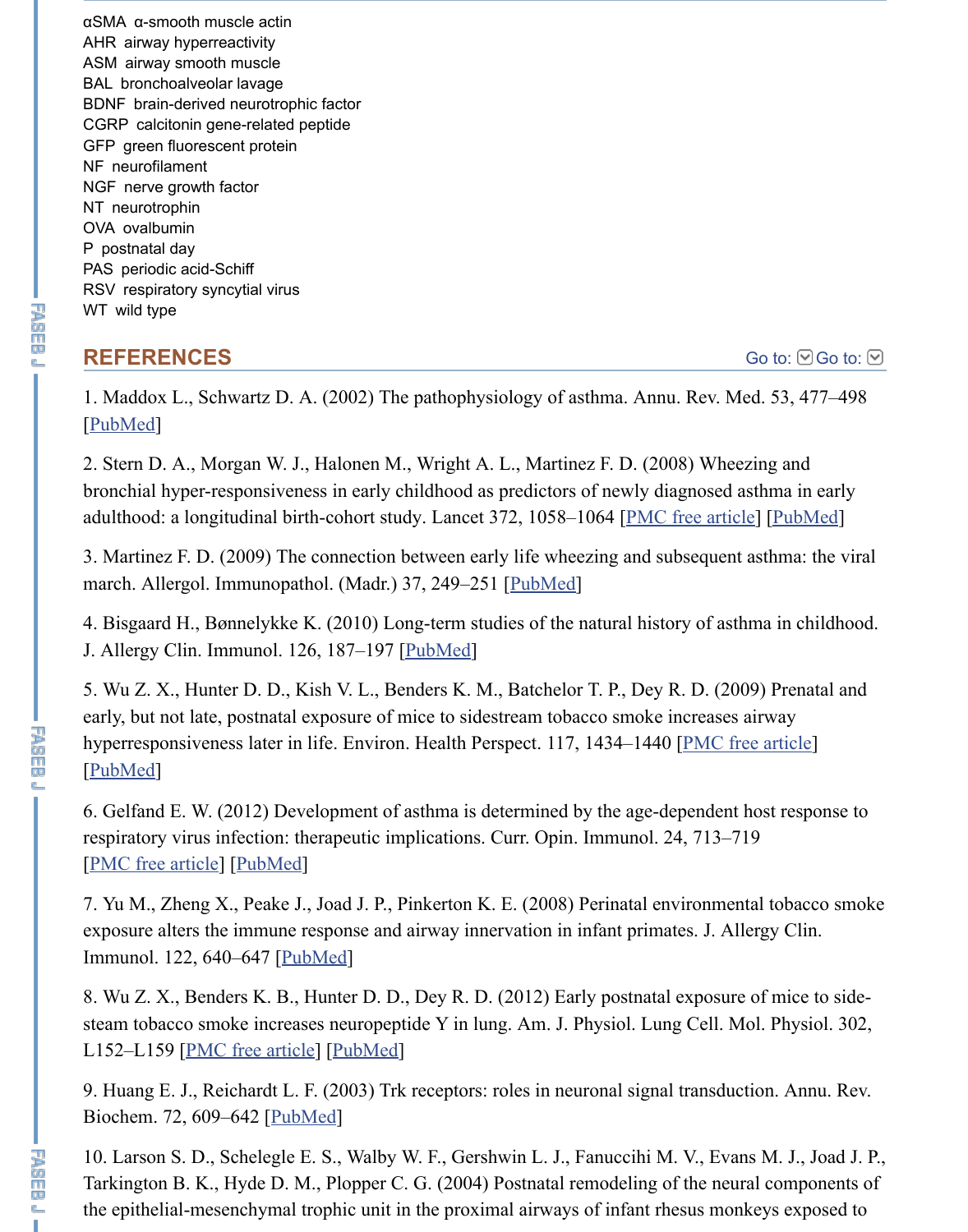αSMA α-smooth muscle actin
AHR airway hyperreactivity
ASM airway smooth muscle
BAL bronchoalveolar lavage
BDNF brain-derived neurotrophic factor
CGRP calcitonin gene-related peptide
GFP green fluorescent protein
NF neurofilament
NGF nerve growth factor
NT neurotrophin
OVA ovalbumin
P postnatal day
PAS periodic acid-Schiff
RSV respiratory syncytial virus
WT wild type

## REFERENCES

1. Maddox L., Schwartz D. A. (2002) The pathophysiology of asthma. Annu. Rev. Med. 53, 477–498 [PubMed]

2. Stern D. A., Morgan W. J., Halonen M., Wright A. L., Martinez F. D. (2008) Wheezing and bronchial hyper-responsiveness in early childhood as predictors of newly diagnosed asthma in early adulthood: a longitudinal birth-cohort study. Lancet 372, 1058–1064 [PMC free article] [PubMed]

3. Martinez F. D. (2009) The connection between early life wheezing and subsequent asthma: the viral march. Allergol. Immunopathol. (Madr.) 37, 249–251 [PubMed]

4. Bisgaard H., Bønnelykke K. (2010) Long-term studies of the natural history of asthma in childhood. J. Allergy Clin. Immunol. 126, 187–197 [PubMed]

5. Wu Z. X., Hunter D. D., Kish V. L., Benders K. M., Batchelor T. P., Dey R. D. (2009) Prenatal and early, but not late, postnatal exposure of mice to sidestream tobacco smoke increases airway hyperresponsiveness later in life. Environ. Health Perspect. 117, 1434–1440 [PMC free article] [PubMed]

6. Gelfand E. W. (2012) Development of asthma is determined by the age-dependent host response to respiratory virus infection: therapeutic implications. Curr. Opin. Immunol. 24, 713–719 [PMC free article] [PubMed]

7. Yu M., Zheng X., Peake J., Joad J. P., Pinkerton K. E. (2008) Perinatal environmental tobacco smoke exposure alters the immune response and airway innervation in infant primates. J. Allergy Clin. Immunol. 122, 640–647 [PubMed]

8. Wu Z. X., Benders K. B., Hunter D. D., Dey R. D. (2012) Early postnatal exposure of mice to side-steam tobacco smoke increases neuropeptide Y in lung. Am. J. Physiol. Lung Cell. Mol. Physiol. 302, L152–L159 [PMC free article] [PubMed]

9. Huang E. J., Reichardt L. F. (2003) Trk receptors: roles in neuronal signal transduction. Annu. Rev. Biochem. 72, 609–642 [PubMed]

10. Larson S. D., Schelegle E. S., Walby W. F., Gershwin L. J., Fanuccihi M. V., Evans M. J., Joad J. P., Tarkington B. K., Hyde D. M., Plopper C. G. (2004) Postnatal remodeling of the neural components of the epithelial-mesenchymal trophic unit in the proximal airways of infant rhesus monkeys exposed to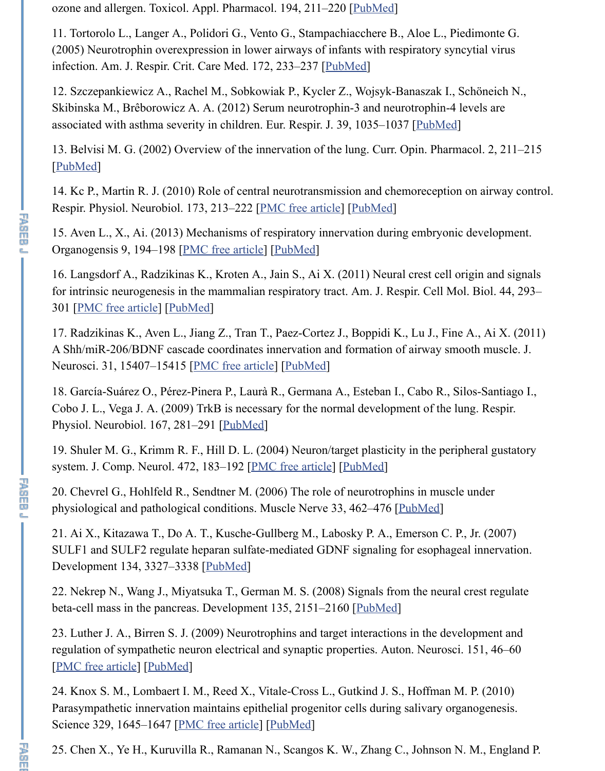ozone and allergen. Toxicol. Appl. Pharmacol. 194, 211–220 [PubMed]

11. Tortorolo L., Langer A., Polidori G., Vento G., Stampachiacchere B., Aloe L., Piedimonte G. (2005) Neurotrophin overexpression in lower airways of infants with respiratory syncytial virus infection. Am. J. Respir. Crit. Care Med. 172, 233–237 [PubMed]

12. Szczepankiewicz A., Rachel M., Sobkowiak P., Kycler Z., Wojsyk-Banaszak I., Schöneich N., Skibinska M., Brêborowicz A. A. (2012) Serum neurotrophin-3 and neurotrophin-4 levels are associated with asthma severity in children. Eur. Respir. J. 39, 1035–1037 [PubMed]

13. Belvisi M. G. (2002) Overview of the innervation of the lung. Curr. Opin. Pharmacol. 2, 211–215 [PubMed]

14. Kc P., Martin R. J. (2010) Role of central neurotransmission and chemoreception on airway control. Respir. Physiol. Neurobiol. 173, 213–222 [PMC free article] [PubMed]

15. Aven L., X., Ai. (2013) Mechanisms of respiratory innervation during embryonic development. Organogensis 9, 194–198 [PMC free article] [PubMed]

16. Langsdorf A., Radzikinas K., Kroten A., Jain S., Ai X. (2011) Neural crest cell origin and signals for intrinsic neurogenesis in the mammalian respiratory tract. Am. J. Respir. Cell Mol. Biol. 44, 293–301 [PMC free article] [PubMed]

17. Radzikinas K., Aven L., Jiang Z., Tran T., Paez-Cortez J., Boppidi K., Lu J., Fine A., Ai X. (2011) A Shh/miR-206/BDNF cascade coordinates innervation and formation of airway smooth muscle. J. Neurosci. 31, 15407–15415 [PMC free article] [PubMed]

18. García-Suárez O., Pérez-Pinera P., Laurà R., Germana A., Esteban I., Cabo R., Silos-Santiago I., Cobo J. L., Vega J. A. (2009) TrkB is necessary for the normal development of the lung. Respir. Physiol. Neurobiol. 167, 281–291 [PubMed]

19. Shuler M. G., Krimm R. F., Hill D. L. (2004) Neuron/target plasticity in the peripheral gustatory system. J. Comp. Neurol. 472, 183–192 [PMC free article] [PubMed]

20. Chevrel G., Hohlfeld R., Sendtner M. (2006) The role of neurotrophins in muscle under physiological and pathological conditions. Muscle Nerve 33, 462–476 [PubMed]

21. Ai X., Kitazawa T., Do A. T., Kusche-Gullberg M., Labosky P. A., Emerson C. P., Jr. (2007) SULF1 and SULF2 regulate heparan sulfate-mediated GDNF signaling for esophageal innervation. Development 134, 3327–3338 [PubMed]

22. Nekrep N., Wang J., Miyatsuka T., German M. S. (2008) Signals from the neural crest regulate beta-cell mass in the pancreas. Development 135, 2151–2160 [PubMed]

23. Luther J. A., Birren S. J. (2009) Neurotrophins and target interactions in the development and regulation of sympathetic neuron electrical and synaptic properties. Auton. Neurosci. 151, 46–60 [PMC free article] [PubMed]

24. Knox S. M., Lombaert I. M., Reed X., Vitale-Cross L., Gutkind J. S., Hoffman M. P. (2010) Parasympathetic innervation maintains epithelial progenitor cells during salivary organogenesis. Science 329, 1645–1647 [PMC free article] [PubMed]

25. Chen X., Ye H., Kuruvilla R., Ramanan N., Scangos K. W., Zhang C., Johnson N. M., England P.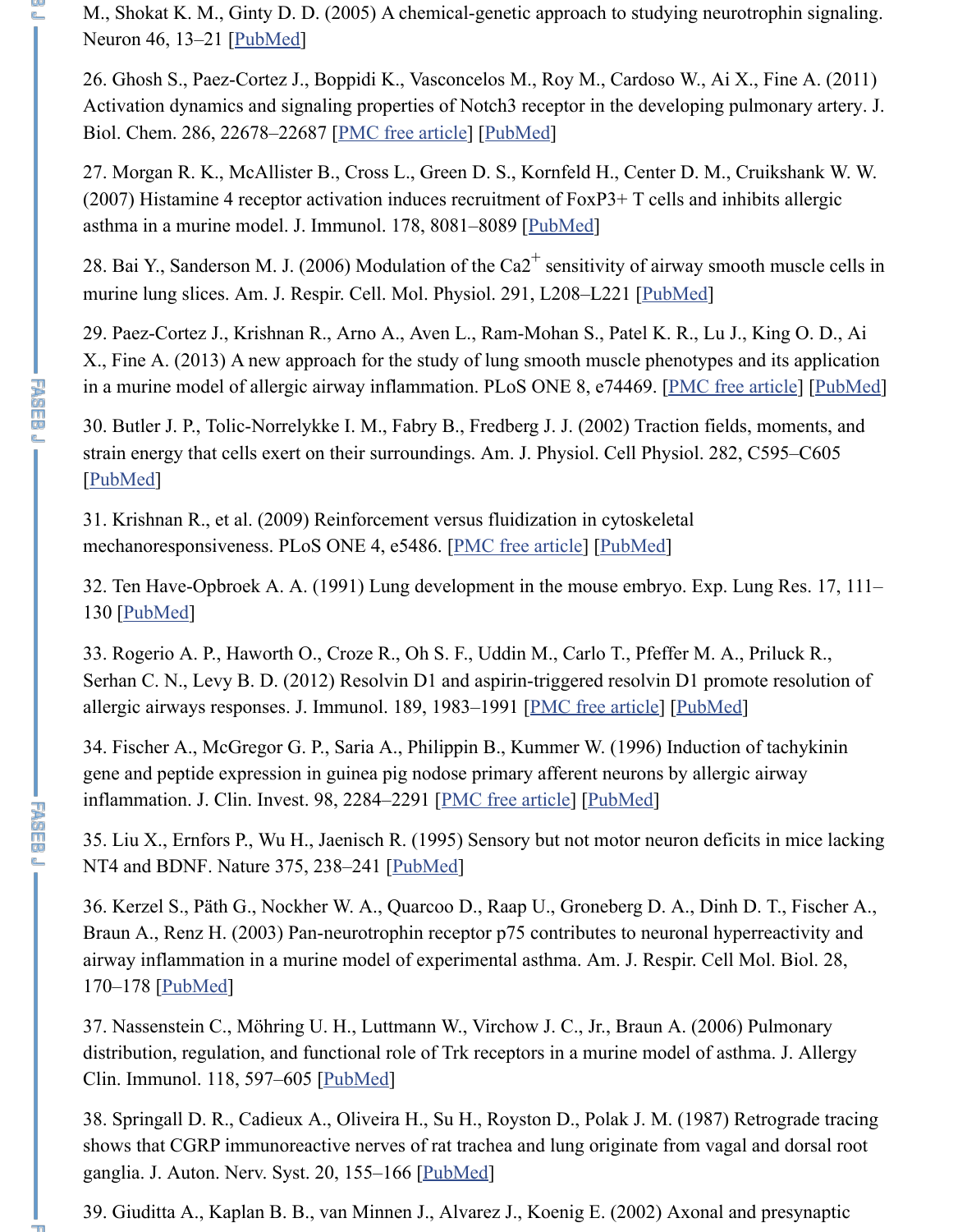M., Shokat K. M., Ginty D. D. (2005) A chemical-genetic approach to studying neurotrophin signaling. Neuron 46, 13–21 [PubMed]

26. Ghosh S., Paez-Cortez J., Boppidi K., Vasconcelos M., Roy M., Cardoso W., Ai X., Fine A. (2011) Activation dynamics and signaling properties of Notch3 receptor in the developing pulmonary artery. J. Biol. Chem. 286, 22678–22687 [PMC free article] [PubMed]

27. Morgan R. K., McAllister B., Cross L., Green D. S., Kornfeld H., Center D. M., Cruikshank W. W. (2007) Histamine 4 receptor activation induces recruitment of FoxP3+ T cells and inhibits allergic asthma in a murine model. J. Immunol. 178, 8081–8089 [PubMed]

28. Bai Y., Sanderson M. J. (2006) Modulation of the $Ca2^{+}$ sensitivity of airway smooth muscle cells in murine lung slices. Am. J. Respir. Cell. Mol. Physiol. 291, L208–L221 [PubMed]

29. Paez-Cortez J., Krishnan R., Arno A., Aven L., Ram-Mohan S., Patel K. R., Lu J., King O. D., Ai X., Fine A. (2013) A new approach for the study of lung smooth muscle phenotypes and its application in a murine model of allergic airway inflammation. PLoS ONE 8, e74469. [PMC free article] [PubMed]

30. Butler J. P., Tolic-Norrelykke I. M., Fabry B., Fredberg J. J. (2002) Traction fields, moments, and strain energy that cells exert on their surroundings. Am. J. Physiol. Cell Physiol. 282, C595–C605 [PubMed]

31. Krishnan R., et al. (2009) Reinforcement versus fluidization in cytoskeletal mechanoresponsiveness. PLoS ONE 4, e5486. [PMC free article] [PubMed]

32. Ten Have-Opbroek A. A. (1991) Lung development in the mouse embryo. Exp. Lung Res. 17, 111–130 [PubMed]

33. Rogerio A. P., Haworth O., Croze R., Oh S. F., Uddin M., Carlo T., Pfeffer M. A., Priluck R., Serhan C. N., Levy B. D. (2012) Resolvin D1 and aspirin-triggered resolvin D1 promote resolution of allergic airways responses. J. Immunol. 189, 1983–1991 [PMC free article] [PubMed]

34. Fischer A., McGregor G. P., Saria A., Philippin B., Kummer W. (1996) Induction of tachykinin gene and peptide expression in guinea pig nodose primary afferent neurons by allergic airway inflammation. J. Clin. Invest. 98, 2284–2291 [PMC free article] [PubMed]

35. Liu X., Ernfors P., Wu H., Jaenisch R. (1995) Sensory but not motor neuron deficits in mice lacking NT4 and BDNF. Nature 375, 238–241 [PubMed]

36. Kerzel S., Päth G., Nockher W. A., Quarcoo D., Raap U., Groneberg D. A., Dinh D. T., Fischer A., Braun A., Renz H. (2003) Pan-neurotrophin receptor p75 contributes to neuronal hyperreactivity and airway inflammation in a murine model of experimental asthma. Am. J. Respir. Cell Mol. Biol. 28, 170–178 [PubMed]

37. Nassenstein C., Möhring U. H., Luttmann W., Virchow J. C., Jr., Braun A. (2006) Pulmonary distribution, regulation, and functional role of Trk receptors in a murine model of asthma. J. Allergy Clin. Immunol. 118, 597–605 [PubMed]

38. Springall D. R., Cadieux A., Oliveira H., Su H., Royston D., Polak J. M. (1987) Retrograde tracing shows that CGRP immunoreactive nerves of rat trachea and lung originate from vagal and dorsal root ganglia. J. Auton. Nerv. Syst. 20, 155–166 [PubMed]

39. Giuditta A., Kaplan B. B., van Minnen J., Alvarez J., Koenig E. (2002) Axonal and presynaptic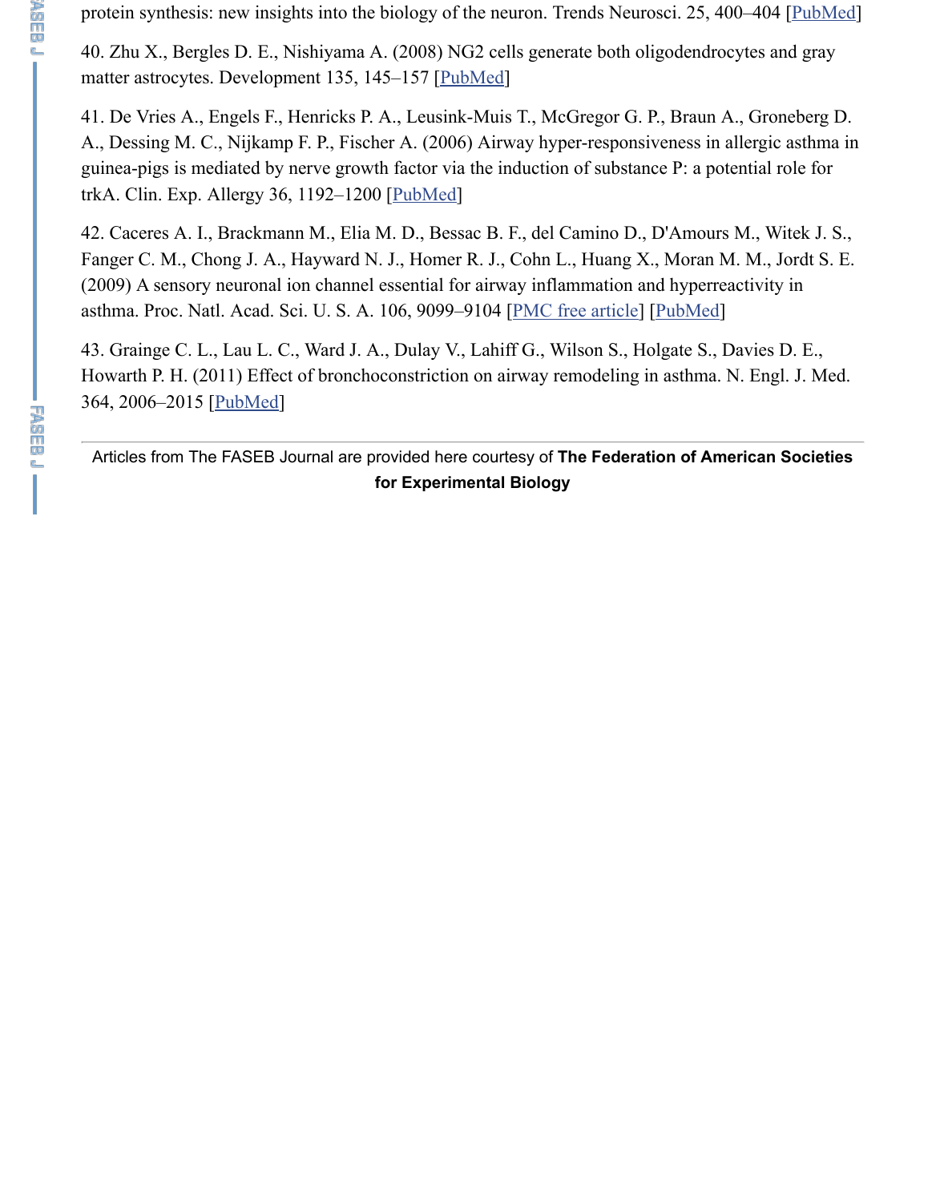protein synthesis: new insights into the biology of the neuron. Trends Neurosci. 25, 400–404 [PubMed]

40. Zhu X., Bergles D. E., Nishiyama A. (2008) NG2 cells generate both oligodendrocytes and gray matter astrocytes. Development 135, 145–157 [PubMed]

41. De Vries A., Engels F., Henricks P. A., Leusink-Muis T., McGregor G. P., Braun A., Groneberg D. A., Dessing M. C., Nijkamp F. P., Fischer A. (2006) Airway hyper-responsiveness in allergic asthma in guinea-pigs is mediated by nerve growth factor via the induction of substance P: a potential role for trkA. Clin. Exp. Allergy 36, 1192–1200 [PubMed]

42. Caceres A. I., Brackmann M., Elia M. D., Bessac B. F., del Camino D., D'Amours M., Witek J. S., Fanger C. M., Chong J. A., Hayward N. J., Homer R. J., Cohn L., Huang X., Moran M. M., Jordt S. E. (2009) A sensory neuronal ion channel essential for airway inflammation and hyperreactivity in asthma. Proc. Natl. Acad. Sci. U. S. A. 106, 9099–9104 [PMC free article] [PubMed]

43. Grainge C. L., Lau L. C., Ward J. A., Dulay V., Lahiff G., Wilson S., Holgate S., Davies D. E., Howarth P. H. (2011) Effect of bronchoconstriction on airway remodeling in asthma. N. Engl. J. Med. 364, 2006–2015 [PubMed]

---

Articles from The FASEB Journal are provided here courtesy of **The Federation of American Societies for Experimental Biology**